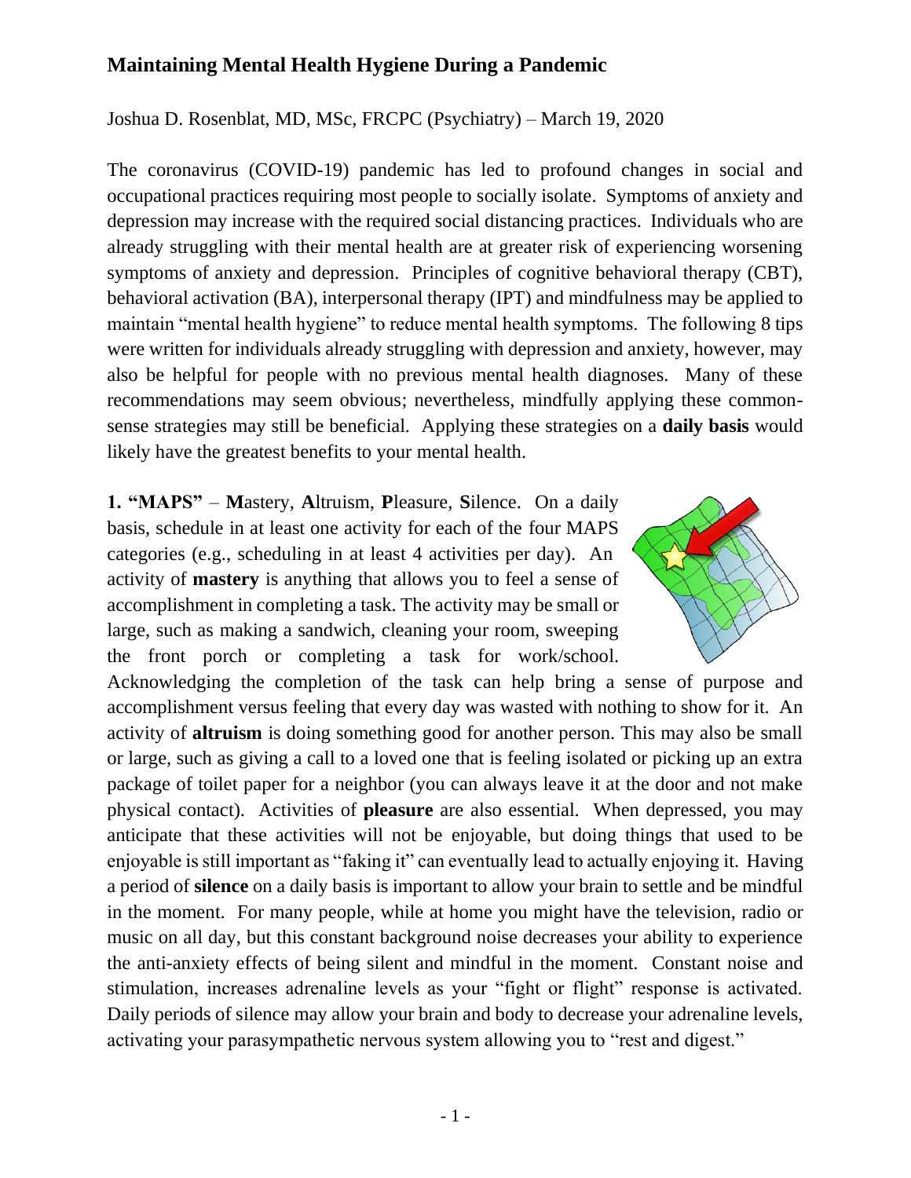## Maintaining Mental Health Hygiene During a Pandemic

Joshua D. Rosenblat, MD, MSc, FRCPC (Psychiatry) – March 19, 2020

The coronavirus (COVID-19) pandemic has led to profound changes in social and occupational practices requiring most people to socially isolate. Symptoms of anxiety and depression may increase with the required social distancing practices. Individuals who are already struggling with their mental health are at greater risk of experiencing worsening symptoms of anxiety and depression. Principles of cognitive behavioral therapy (CBT), behavioral activation (BA), interpersonal therapy (IPT) and mindfulness may be applied to maintain "mental health hygiene" to reduce mental health symptoms. The following 8 tips were written for individuals already struggling with depression and anxiety, however, may also be helpful for people with no previous mental health diagnoses. Many of these recommendations may seem obvious; nevertheless, mindfully applying these common-sense strategies may still be beneficial. Applying these strategies on a **daily basis** would likely have the greatest benefits to your mental health.

**1. "MAPS"** – **M**astery, **A**ltruism, **P**leasure, **S**ilence. On a daily basis, schedule in at least one activity for each of the four MAPS categories (e.g., scheduling in at least 4 activities per day). An activity of **mastery** is anything that allows you to feel a sense of accomplishment in completing a task. The activity may be small or large, such as making a sandwich, cleaning your room, sweeping the front porch or completing a task for work/school. Acknowledging the completion of the task can help bring a sense of purpose and accomplishment versus feeling that every day was wasted with nothing to show for it. An activity of **altruism** is doing something good for another person. This may also be small or large, such as giving a call to a loved one that is feeling isolated or picking up an extra package of toilet paper for a neighbor (you can always leave it at the door and not make physical contact). Activities of **pleasure** are also essential. When depressed, you may anticipate that these activities will not be enjoyable, but doing things that used to be enjoyable is still important as "faking it" can eventually lead to actually enjoying it. Having a period of **silence** on a daily basis is important to allow your brain to settle and be mindful in the moment. For many people, while at home you might have the television, radio or music on all day, but this constant background noise decreases your ability to experience the anti-anxiety effects of being silent and mindful in the moment. Constant noise and stimulation, increases adrenaline levels as your "fight or flight" response is activated. Daily periods of silence may allow your brain and body to decrease your adrenaline levels, activating your parasympathetic nervous system allowing you to "rest and digest."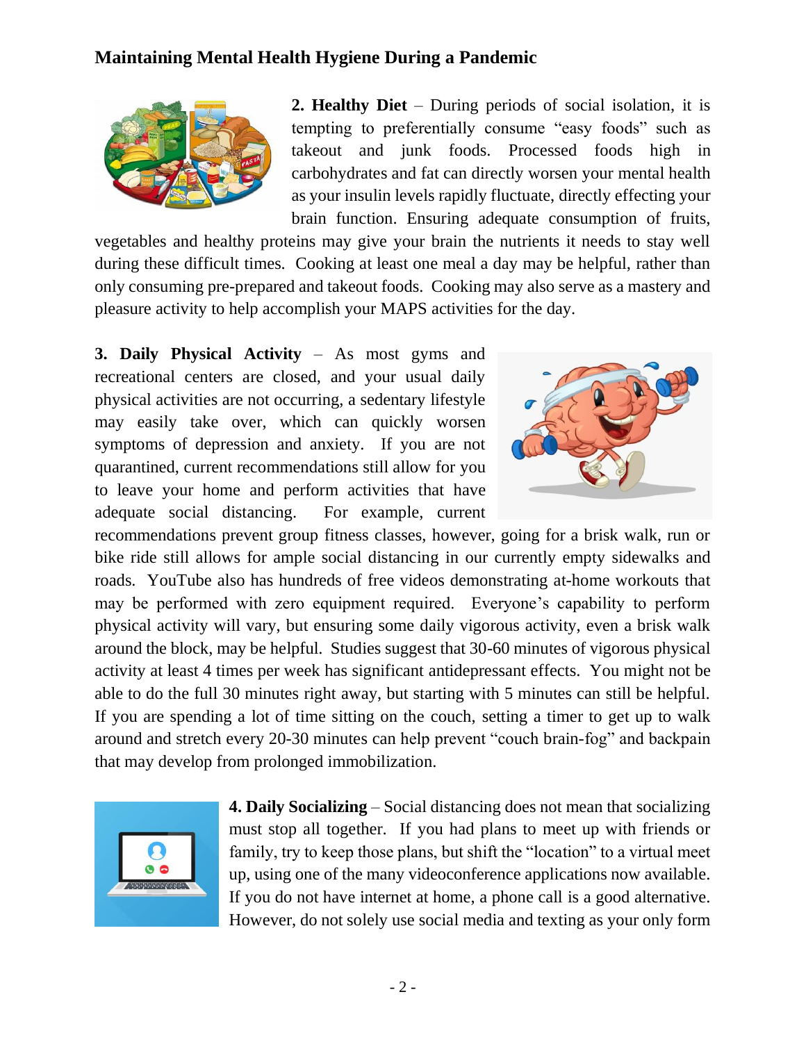## Maintaining Mental Health Hygiene During a Pandemic

**2. Healthy Diet** – During periods of social isolation, it is tempting to preferentially consume "easy foods" such as takeout and junk foods. Processed foods high in carbohydrates and fat can directly worsen your mental health as your insulin levels rapidly fluctuate, directly effecting your brain function. Ensuring adequate consumption of fruits, vegetables and healthy proteins may give your brain the nutrients it needs to stay well during these difficult times. Cooking at least one meal a day may be helpful, rather than only consuming pre-prepared and takeout foods. Cooking may also serve as a mastery and pleasure activity to help accomplish your MAPS activities for the day.

**3. Daily Physical Activity** – As most gyms and recreational centers are closed, and your usual daily physical activities are not occurring, a sedentary lifestyle may easily take over, which can quickly worsen symptoms of depression and anxiety. If you are not quarantined, current recommendations still allow for you to leave your home and perform activities that have adequate social distancing. For example, current recommendations prevent group fitness classes, however, going for a brisk walk, run or bike ride still allows for ample social distancing in our currently empty sidewalks and roads. YouTube also has hundreds of free videos demonstrating at-home workouts that may be performed with zero equipment required. Everyone's capability to perform physical activity will vary, but ensuring some daily vigorous activity, even a brisk walk around the block, may be helpful. Studies suggest that 30-60 minutes of vigorous physical activity at least 4 times per week has significant antidepressant effects. You might not be able to do the full 30 minutes right away, but starting with 5 minutes can still be helpful. If you are spending a lot of time sitting on the couch, setting a timer to get up to walk around and stretch every 20-30 minutes can help prevent "couch brain-fog" and backpain that may develop from prolonged immobilization.

**4. Daily Socializing** – Social distancing does not mean that socializing must stop all together. If you had plans to meet up with friends or family, try to keep those plans, but shift the "location" to a virtual meet up, using one of the many videoconference applications now available. If you do not have internet at home, a phone call is a good alternative. However, do not solely use social media and texting as your only form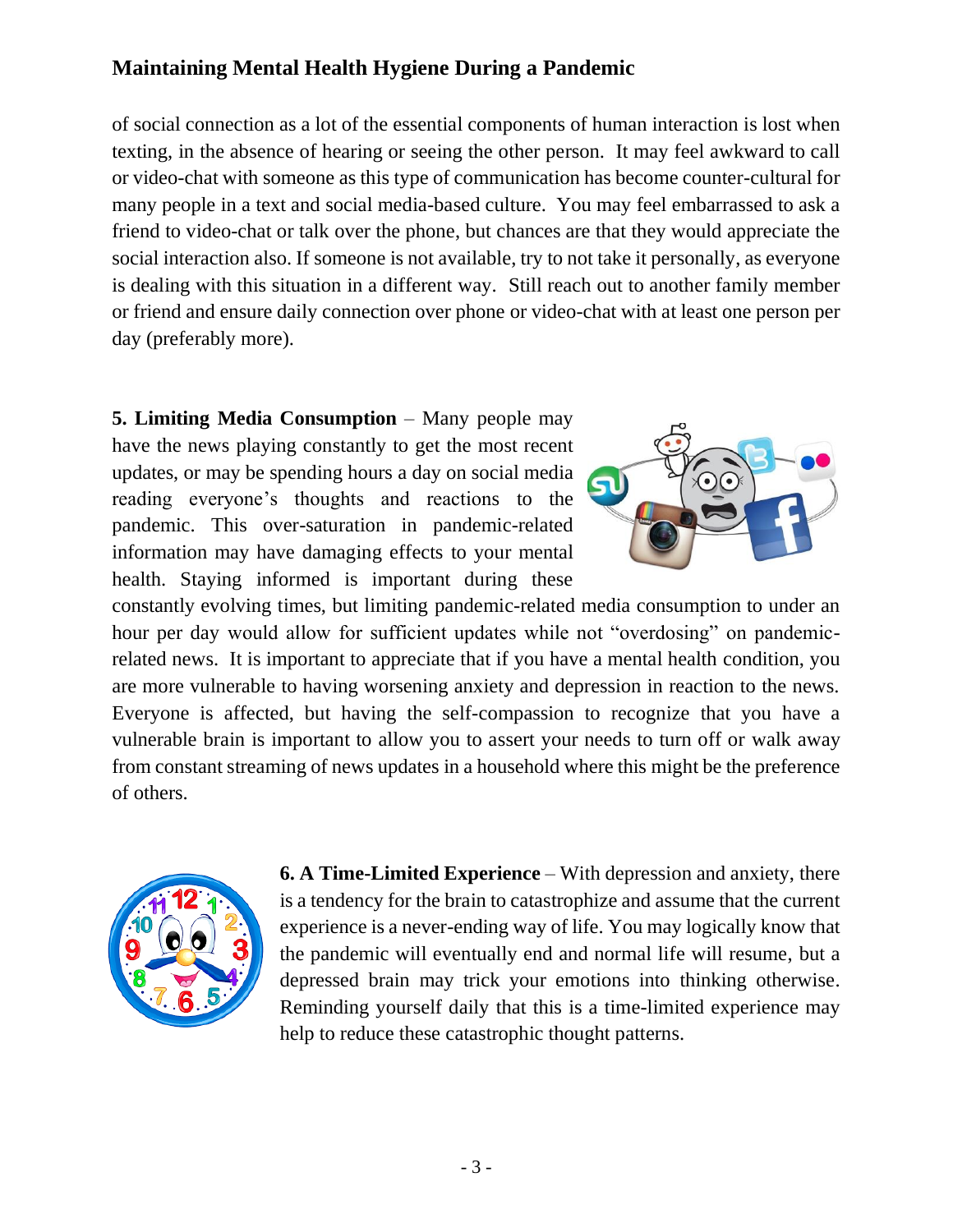of social connection as a lot of the essential components of human interaction is lost when texting, in the absence of hearing or seeing the other person. It may feel awkward to call or video-chat with someone as this type of communication has become counter-cultural for many people in a text and social media-based culture. You may feel embarrassed to ask a friend to video-chat or talk over the phone, but chances are that they would appreciate the social interaction also. If someone is not available, try to not take it personally, as everyone is dealing with this situation in a different way. Still reach out to another family member or friend and ensure daily connection over phone or video-chat with at least one person per day (preferably more).

**5. Limiting Media Consumption** – Many people may have the news playing constantly to get the most recent updates, or may be spending hours a day on social media reading everyone's thoughts and reactions to the pandemic. This over-saturation in pandemic-related information may have damaging effects to your mental health. Staying informed is important during these constantly evolving times, but limiting pandemic-related media consumption to under an hour per day would allow for sufficient updates while not "overdosing" on pandemic-related news. It is important to appreciate that if you have a mental health condition, you are more vulnerable to having worsening anxiety and depression in reaction to the news. Everyone is affected, but having the self-compassion to recognize that you have a vulnerable brain is important to allow you to assert your needs to turn off or walk away from constant streaming of news updates in a household where this might be the preference of others.

**6. A Time-Limited Experience** – With depression and anxiety, there is a tendency for the brain to catastrophize and assume that the current experience is a never-ending way of life. You may logically know that the pandemic will eventually end and normal life will resume, but a depressed brain may trick your emotions into thinking otherwise. Reminding yourself daily that this is a time-limited experience may help to reduce these catastrophic thought patterns.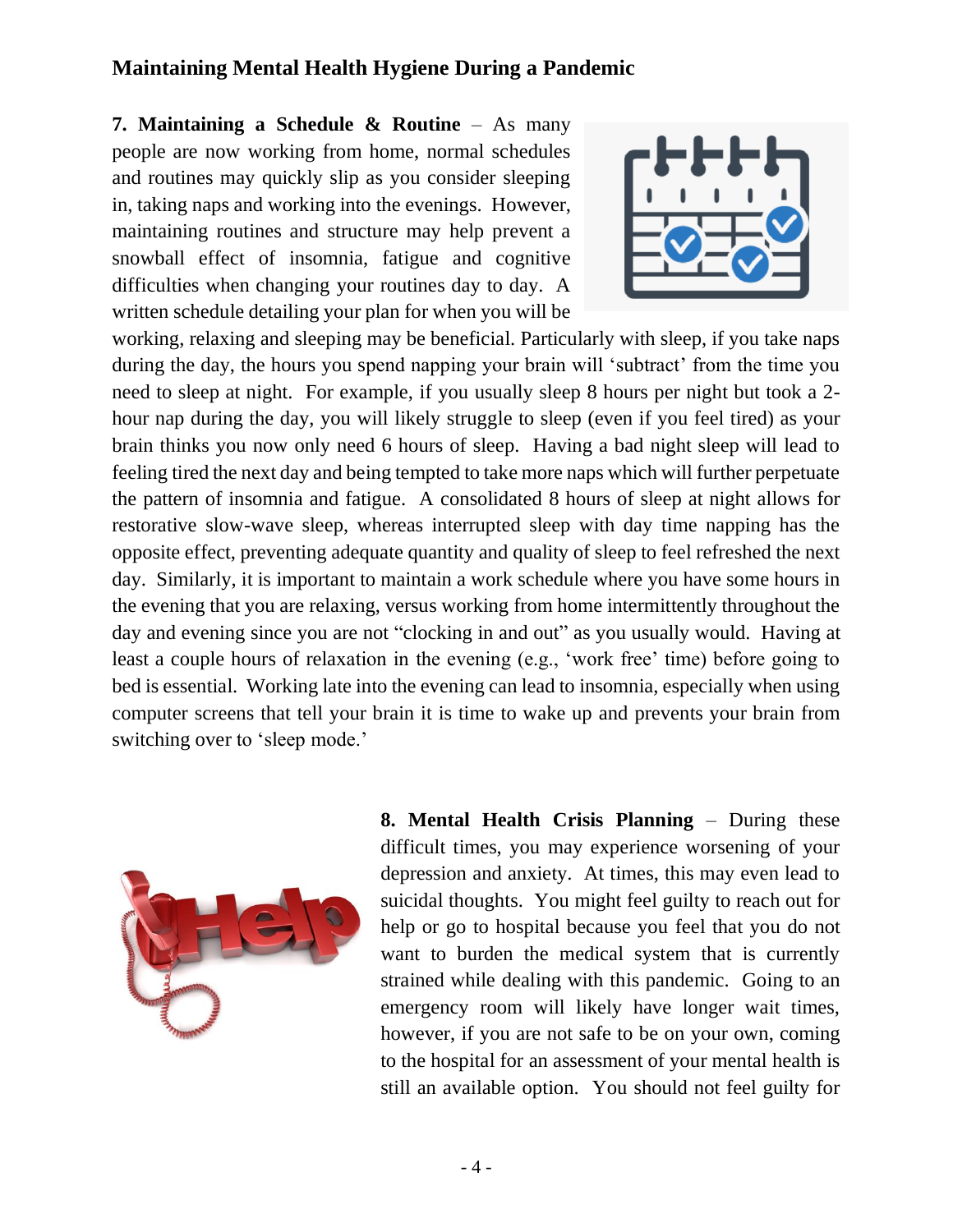## Maintaining Mental Health Hygiene During a Pandemic

**7. Maintaining a Schedule & Routine** – As many people are now working from home, normal schedules and routines may quickly slip as you consider sleeping in, taking naps and working into the evenings. However, maintaining routines and structure may help prevent a snowball effect of insomnia, fatigue and cognitive difficulties when changing your routines day to day. A written schedule detailing your plan for when you will be working, relaxing and sleeping may be beneficial. Particularly with sleep, if you take naps during the day, the hours you spend napping your brain will 'subtract' from the time you need to sleep at night. For example, if you usually sleep 8 hours per night but took a 2-hour nap during the day, you will likely struggle to sleep (even if you feel tired) as your brain thinks you now only need 6 hours of sleep. Having a bad night sleep will lead to feeling tired the next day and being tempted to take more naps which will further perpetuate the pattern of insomnia and fatigue. A consolidated 8 hours of sleep at night allows for restorative slow-wave sleep, whereas interrupted sleep with day time napping has the opposite effect, preventing adequate quantity and quality of sleep to feel refreshed the next day. Similarly, it is important to maintain a work schedule where you have some hours in the evening that you are relaxing, versus working from home intermittently throughout the day and evening since you are not "clocking in and out" as you usually would. Having at least a couple hours of relaxation in the evening (e.g., 'work free' time) before going to bed is essential. Working late into the evening can lead to insomnia, especially when using computer screens that tell your brain it is time to wake up and prevents your brain from switching over to 'sleep mode.'

**8. Mental Health Crisis Planning** – During these difficult times, you may experience worsening of your depression and anxiety. At times, this may even lead to suicidal thoughts. You might feel guilty to reach out for help or go to hospital because you feel that you do not want to burden the medical system that is currently strained while dealing with this pandemic. Going to an emergency room will likely have longer wait times, however, if you are not safe to be on your own, coming to the hospital for an assessment of your mental health is still an available option. You should not feel guilty for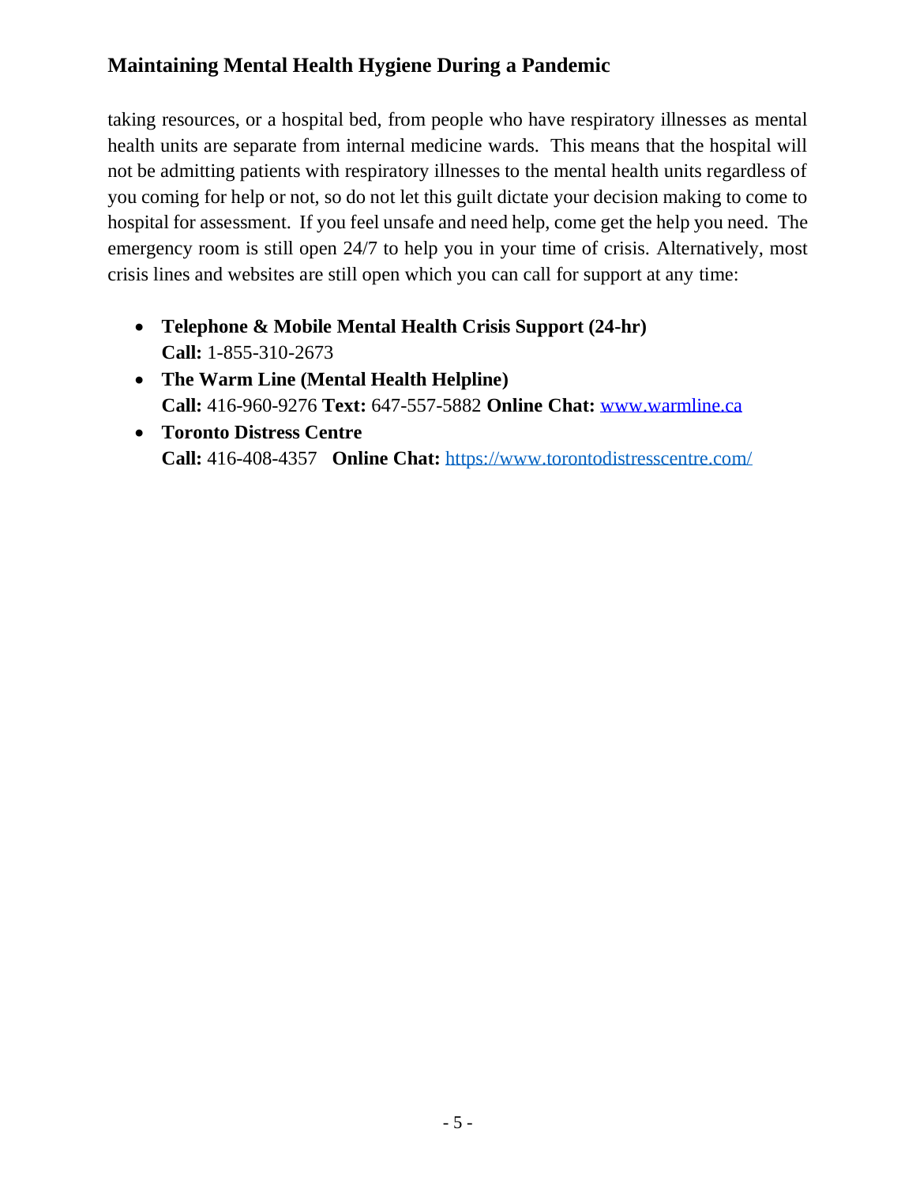taking resources, or a hospital bed, from people who have respiratory illnesses as mental health units are separate from internal medicine wards. This means that the hospital will not be admitting patients with respiratory illnesses to the mental health units regardless of you coming for help or not, so do not let this guilt dictate your decision making to come to hospital for assessment. If you feel unsafe and need help, come get the help you need. The emergency room is still open 24/7 to help you in your time of crisis. Alternatively, most crisis lines and websites are still open which you can call for support at any time:

- **Telephone & Mobile Mental Health Crisis Support (24-hr)**
  **Call:** 1-855-310-2673
- **The Warm Line (Mental Health Helpline)**
  **Call:** 416-960-9276 **Text:** 647-557-5882 **Online Chat:** [www.warmline.ca](www.warmline.ca)
- **Toronto Distress Centre**
  **Call:** 416-408-4357 **Online Chat:** [https://www.torontodistresscentre.com/](https://www.torontodistresscentre.com/)